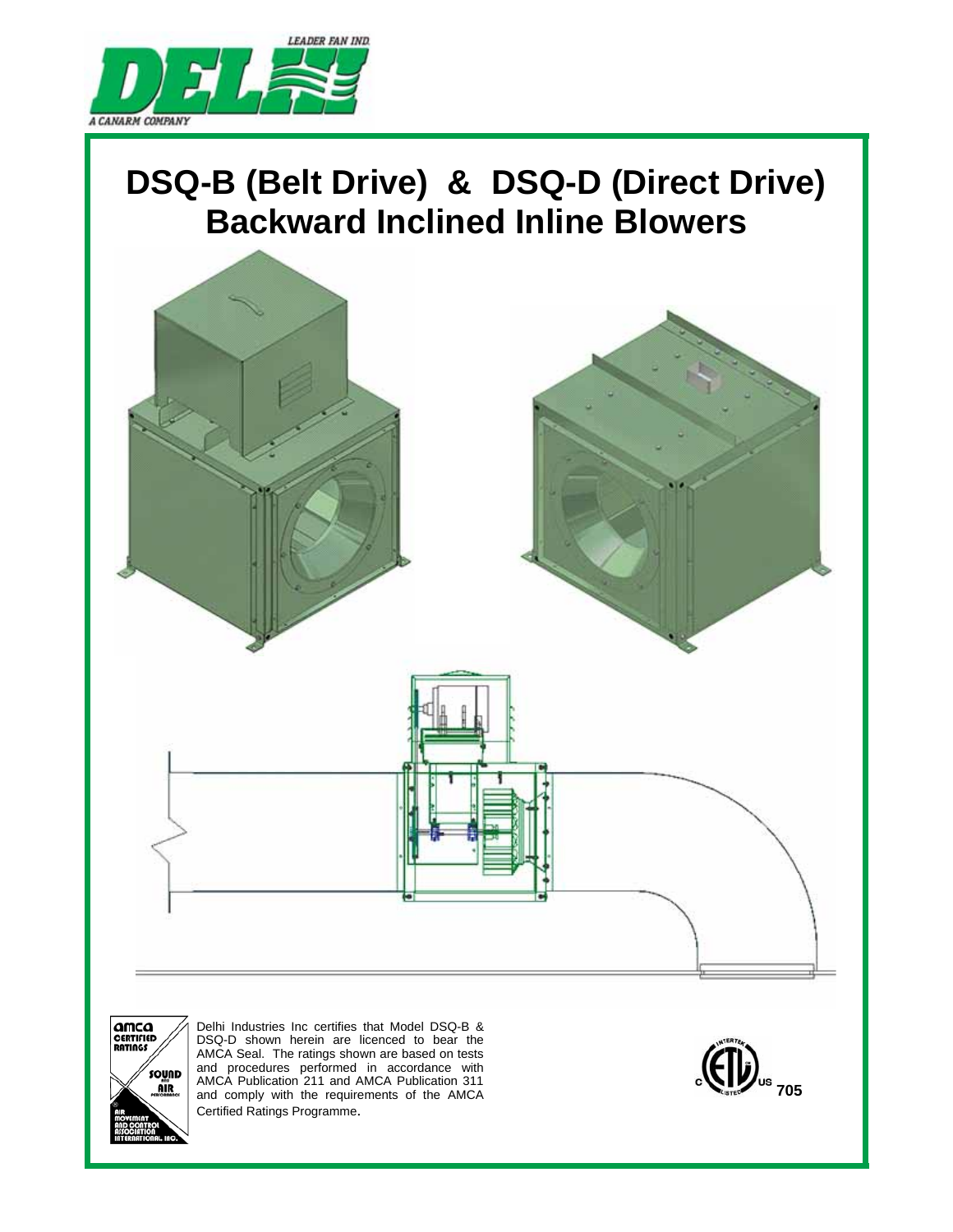LEADER FAN IND.

DELHI

A CANARM COMPANY

# DSQ-B (Belt Drive) & DSQ-D (Direct Drive) Backward Inclined Inline Blowers

Delhi Industries Inc certifies that Model DSQ-B & DSQ-D shown herein are licenced to bear the AMCA Seal. The ratings shown are based on tests and procedures performed in accordance with AMCA Publication 211 and AMCA Publication 311 and comply with the requirements of the AMCA Certified Ratings Programme.

705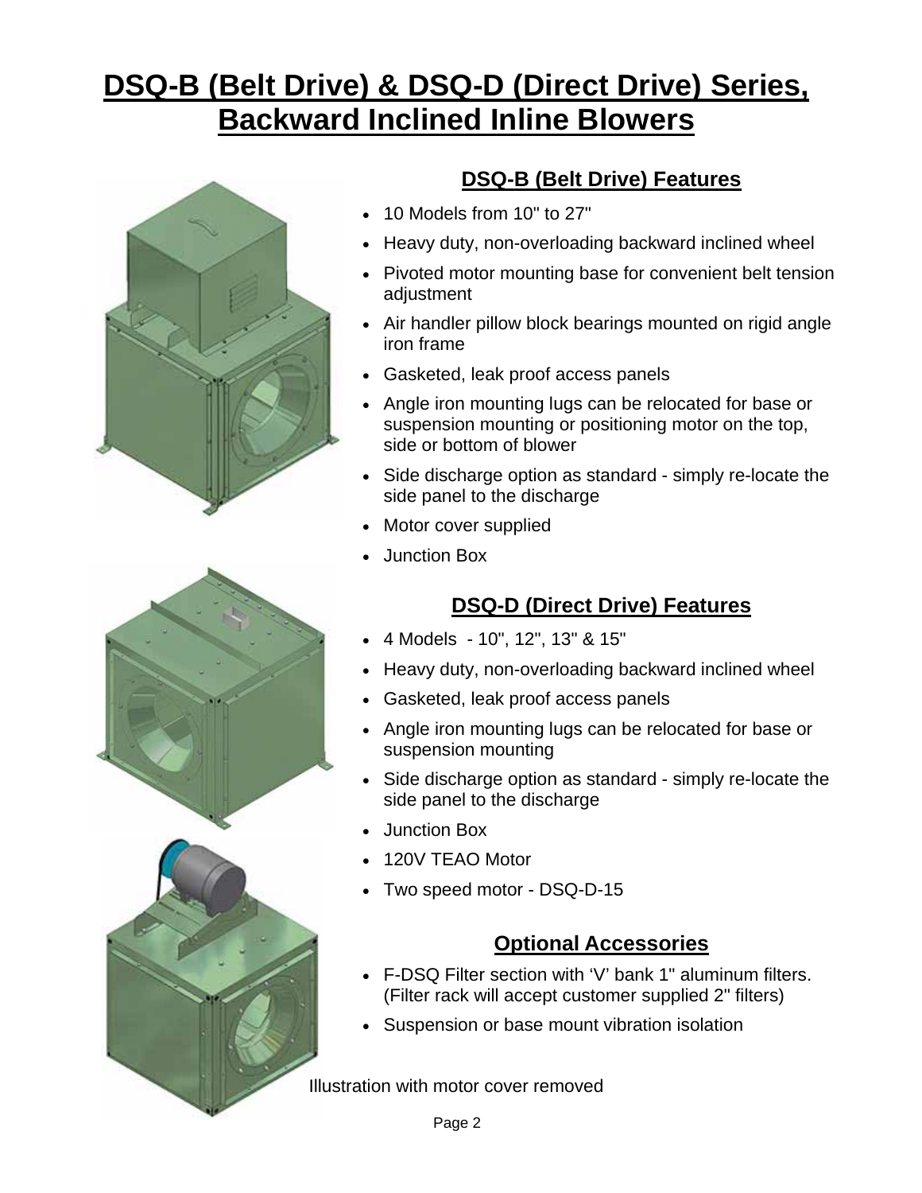# DSQ-B (Belt Drive) & DSQ-D (Direct Drive) Series, Backward Inclined Inline Blowers

## DSQ-B (Belt Drive) Features

- 10 Models from 10" to 27"
- Heavy duty, non-overloading backward inclined wheel
- Pivoted motor mounting base for convenient belt tension adjustment
- Air handler pillow block bearings mounted on rigid angle iron frame
- Gasketed, leak proof access panels
- Angle iron mounting lugs can be relocated for base or suspension mounting or positioning motor on the top, side or bottom of blower
- Side discharge option as standard - simply re-locate the side panel to the discharge
- Motor cover supplied
- Junction Box

## DSQ-D (Direct Drive) Features

- 4 Models - 10", 12", 13" & 15"
- Heavy duty, non-overloading backward inclined wheel
- Gasketed, leak proof access panels
- Angle iron mounting lugs can be relocated for base or suspension mounting
- Side discharge option as standard - simply re-locate the side panel to the discharge
- Junction Box
- 120V TEAO Motor
- Two speed motor - DSQ-D-15

## Optional Accessories

- F-DSQ Filter section with 'V' bank 1" aluminum filters. (Filter rack will accept customer supplied 2" filters)
- Suspension or base mount vibration isolation

Illustration with motor cover removed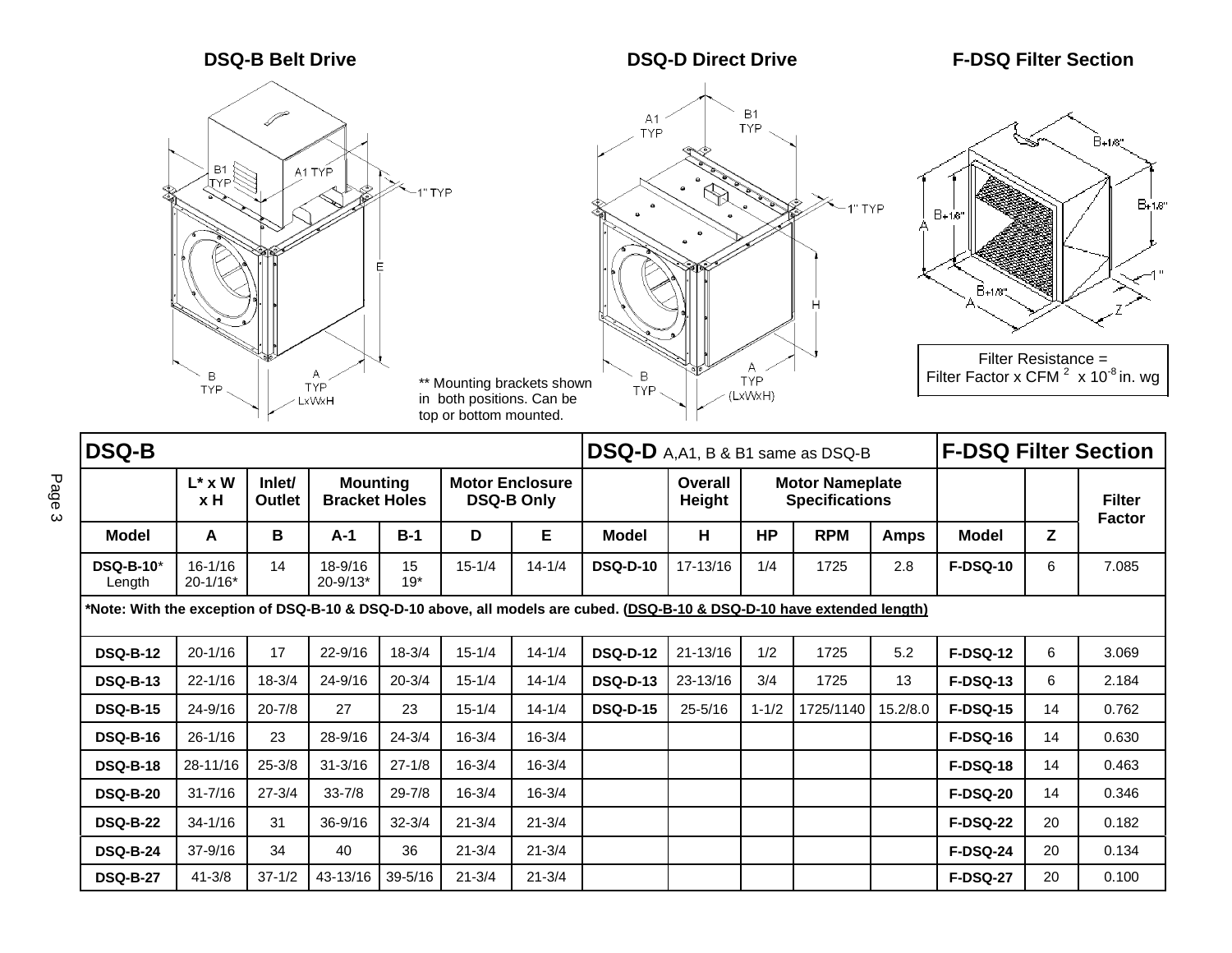## DSQ-B Belt Drive

## DSQ-D Direct Drive

## F-DSQ Filter Section

** Mounting brackets shown in both positions. Can be top or bottom mounted.

Filter Resistance = Filter Factor x CFM $^2$ x $10^{-8}$ in. wg

| DSQ-B | | | | | | | DSQ-D A,A1, B & B1 same as DSQ-B | | | | | F-DSQ Filter Section | | |
|---|---|---|---|---|---|---|---|---|---|---|---|---|---|---|
| | L* x W x H | Inlet/ Outlet | Mounting Bracket Holes | | Motor Enclosure DSQ-B Only | | | Overall Height | Motor Nameplate Specifications | | | | | Filter Factor |
| Model | A | B | A-1 | B-1 | D | E | Model | H | HP | RPM | Amps | Model | Z | |
| DSQ-B-10* Length | 16-1/16 20-1/16* | 14 | 18-9/16 20-9/13* | 15 19* | 15-1/4 | 14-1/4 | DSQ-D-10 | 17-13/16 | 1/4 | 1725 | 2.8 | F-DSQ-10 | 6 | 7.085 |
| *Note: With the exception of DSQ-B-10 & DSQ-D-10 above, all models are cubed. (DSQ-B-10 & DSQ-D-10 have extended length) | | | | | | | | | | | | | | |
| DSQ-B-12 | 20-1/16 | 17 | 22-9/16 | 18-3/4 | 15-1/4 | 14-1/4 | DSQ-D-12 | 21-13/16 | 1/2 | 1725 | 5.2 | F-DSQ-12 | 6 | 3.069 |
| DSQ-B-13 | 22-1/16 | 18-3/4 | 24-9/16 | 20-3/4 | 15-1/4 | 14-1/4 | DSQ-D-13 | 23-13/16 | 3/4 | 1725 | 13 | F-DSQ-13 | 6 | 2.184 |
| DSQ-B-15 | 24-9/16 | 20-7/8 | 27 | 23 | 15-1/4 | 14-1/4 | DSQ-D-15 | 25-5/16 | 1-1/2 | 1725/1140 | 15.2/8.0 | F-DSQ-15 | 14 | 0.762 |
| DSQ-B-16 | 26-1/16 | 23 | 28-9/16 | 24-3/4 | 16-3/4 | 16-3/4 | | | | | | F-DSQ-16 | 14 | 0.630 |
| DSQ-B-18 | 28-11/16 | 25-3/8 | 31-3/16 | 27-1/8 | 16-3/4 | 16-3/4 | | | | | | F-DSQ-18 | 14 | 0.463 |
| DSQ-B-20 | 31-7/16 | 27-3/4 | 33-7/8 | 29-7/8 | 16-3/4 | 16-3/4 | | | | | | F-DSQ-20 | 14 | 0.346 |
| DSQ-B-22 | 34-1/16 | 31 | 36-9/16 | 32-3/4 | 21-3/4 | 21-3/4 | | | | | | F-DSQ-22 | 20 | 0.182 |
| DSQ-B-24 | 37-9/16 | 34 | 40 | 36 | 21-3/4 | 21-3/4 | | | | | | F-DSQ-24 | 20 | 0.134 |
| DSQ-B-27 | 41-3/8 | 37-1/2 | 43-13/16 | 39-5/16 | 21-3/4 | 21-3/4 | | | | | | F-DSQ-27 | 20 | 0.100 |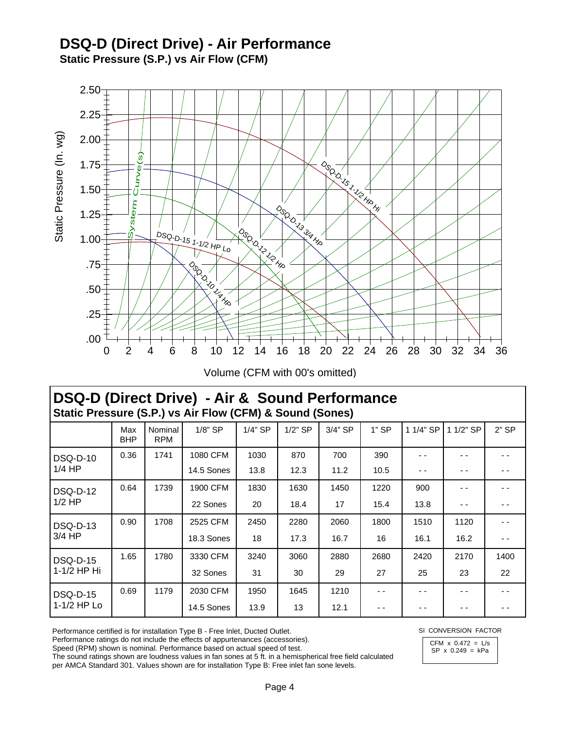# DSQ-D (Direct Drive) - Air Performance

**Static Pressure (S.P.) vs Air Flow (CFM)**

Static Pressure (In. wg)

System Curve(s)

DSQ-D-15 1-1/2 HP Hi

DSQ-D-13 3/4 HP

DSQ-D-12 1/2 HP

DSQ-D-15 1-1/2 HP Lo

DSQ-D-10 1/4 HP

Volume (CFM with 00's omitted)

## DSQ-D (Direct Drive) - Air & Sound Performance

**Static Pressure (S.P.) vs Air Flow (CFM) & Sound (Sones)**

| | Max BHP | Nominal RPM | 1/8" SP | 1/4" SP | 1/2" SP | 3/4" SP | 1" SP | 1 1/4" SP | 1 1/2" SP | 2" SP |
|---|---|---|---|---|---|---|---|---|---|---|
| DSQ-D-10 1/4 HP | 0.36 | 1741 | 1080 CFM | 1030 | 870 | 700 | 390 | - - | - - | - - |
| | | | 14.5 Sones | 13.8 | 12.3 | 11.2 | 10.5 | - - | - - | - - |
| DSQ-D-12 1/2 HP | 0.64 | 1739 | 1900 CFM | 1830 | 1630 | 1450 | 1220 | 900 | - - | - - |
| | | | 22 Sones | 20 | 18.4 | 17 | 15.4 | 13.8 | - - | - - |
| DSQ-D-13 3/4 HP | 0.90 | 1708 | 2525 CFM | 2450 | 2280 | 2060 | 1800 | 1510 | 1120 | - - |
| | | | 18.3 Sones | 18 | 17.3 | 16.7 | 16 | 16.1 | 16.2 | - - |
| DSQ-D-15 1-1/2 HP Hi | 1.65 | 1780 | 3330 CFM | 3240 | 3060 | 2880 | 2680 | 2420 | 2170 | 1400 |
| | | | 32 Sones | 31 | 30 | 29 | 27 | 25 | 23 | 22 |
| DSQ-D-15 1-1/2 HP Lo | 0.69 | 1179 | 2030 CFM | 1950 | 1645 | 1210 | - - | - - | - - | - - |
| | | | 14.5 Sones | 13.9 | 13 | 12.1 | - - | - - | - - | - - |

Performance certified is for installation Type B - Free Inlet, Ducted Outlet.
Performance ratings do not include the effects of appurtenances (accessories).
Speed (RPM) shown is nominal. Performance based on actual speed of test.
The sound ratings shown are loudness values in fan sones at 5 ft. in a hemispherical free field calculated per AMCA Standard 301. Values shown are for installation Type B: Free inlet fan sone levels.

SI CONVERSION FACTOR

CFM x 0.472 = L/s
SP x 0.249 = kPa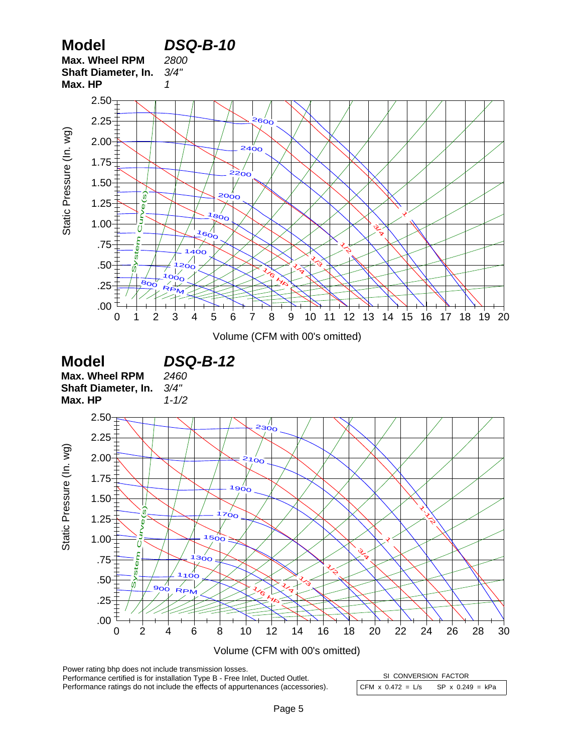## Model DSQ-B-10

**Max. Wheel RPM** *2800*
**Shaft Diameter, In.** *3/4"*
**Max. HP** *1*

Static Pressure (In. wg) vs. Volume (CFM with 00's omitted)

Static Pressure axis: .00, .25, .50, .75, 1.00, 1.25, 1.50, 1.75, 2.00, 2.25, 2.50

Volume axis: 0, 1, 2, 3, 4, 5, 6, 7, 8, 9, 10, 11, 12, 13, 14, 15, 16, 17, 18, 19, 20

RPM curves: 800 RPM, 1000, 1200, 1400, 1600, 1800, 2000, 2200, 2400, 2600

HP curves: 1/6 HP, 1/4, 1/3, 1/2, 3/4, 1

System Curve(s)

## Model DSQ-B-12

**Max. Wheel RPM** *2460*
**Shaft Diameter, In.** *3/4"*
**Max. HP** *1-1/2*

Static Pressure (In. wg) vs. Volume (CFM with 00's omitted)

Static Pressure axis: .00, .25, .50, .75, 1.00, 1.25, 1.50, 1.75, 2.00, 2.25, 2.50

Volume axis: 0, 2, 4, 6, 8, 10, 12, 14, 16, 18, 20, 22, 24, 26, 28, 30

RPM curves: 900 RPM, 1100, 1300, 1500, 1700, 1900, 2100, 2300

HP curves: 1/6 HP, 1/4, 1/3, 1/2, 3/4, 1, 1-1/2

System Curve(s)

Power rating bhp does not include transmission losses.
Performance certified is for installation Type B - Free Inlet, Ducted Outlet.
Performance ratings do not include the effects of appurtenances (accessories).

| SI CONVERSION FACTOR | |
|---|---|
| CFM x 0.472 = L/s | SP x 0.249 = kPa |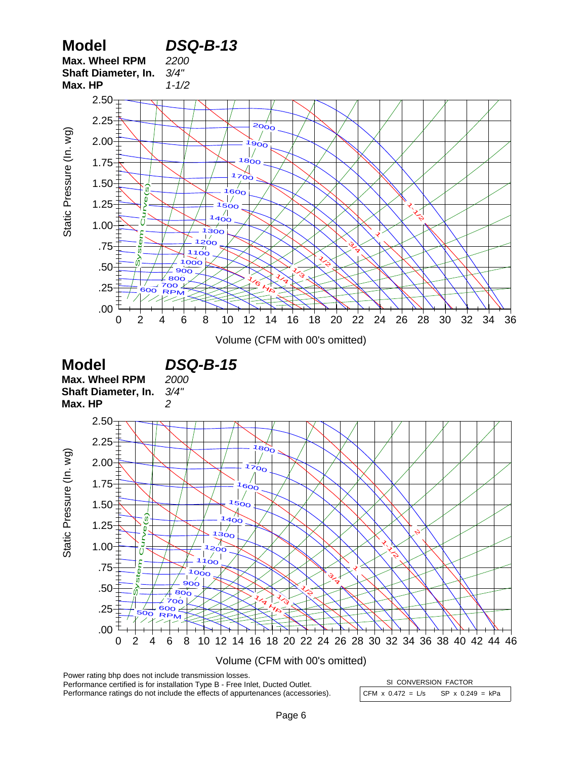## Model *DSQ-B-13*

**Max. Wheel RPM** *2200*
**Shaft Diameter, In.** *3/4"*
**Max. HP** *1-1/2*

Static Pressure (In. wg) vs. Volume (CFM with 00's omitted)

## Model *DSQ-B-15*

**Max. Wheel RPM** *2000*
**Shaft Diameter, In.** *3/4"*
**Max. HP** *2*

Static Pressure (In. wg) vs. Volume (CFM with 00's omitted)

Power rating bhp does not include transmission losses.
Performance certified is for installation Type B - Free Inlet, Ducted Outlet.
Performance ratings do not include the effects of appurtenances (accessories).

| SI CONVERSION FACTOR | |
|---|---|
| CFM x 0.472 = L/s | SP x 0.249 = kPa |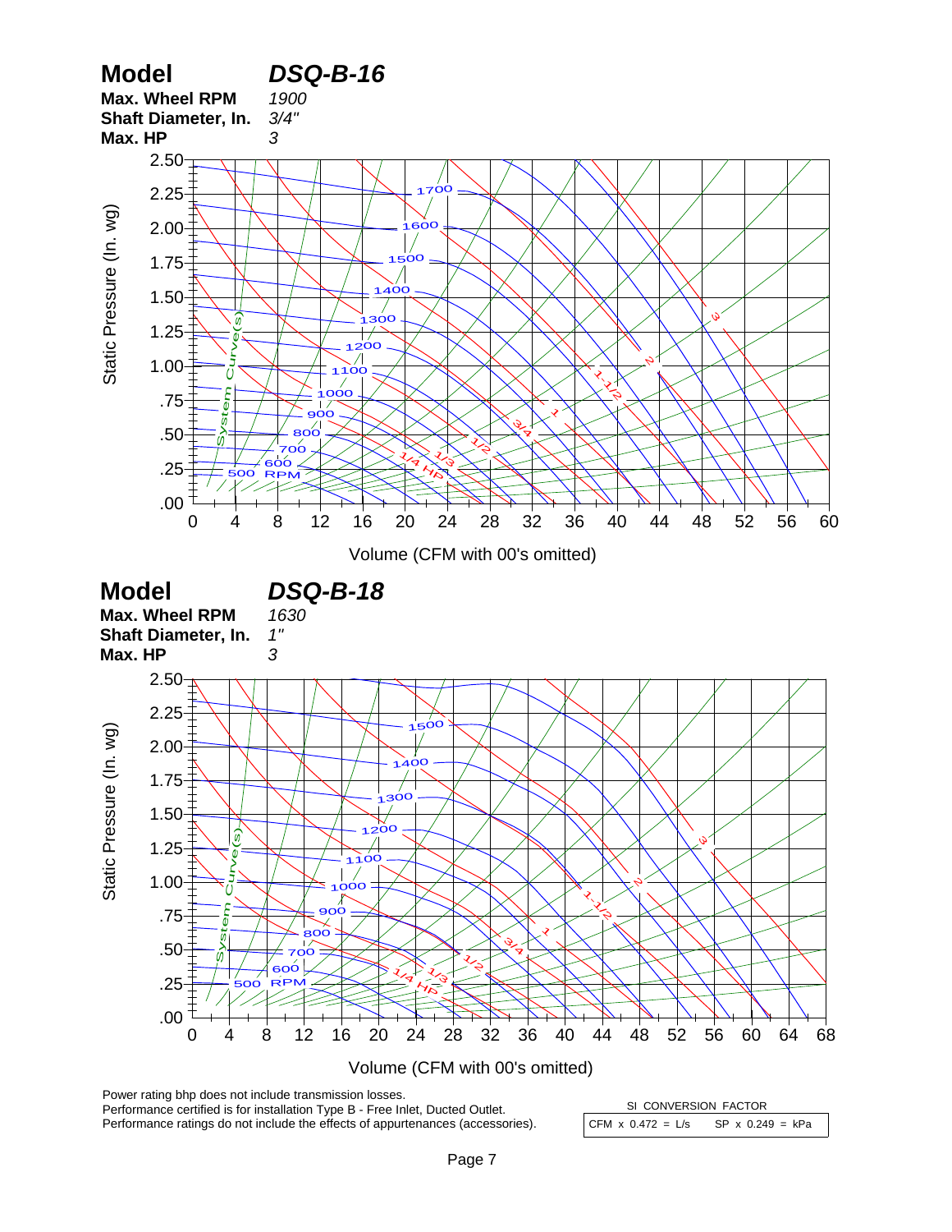## Model DSQ-B-16

**Max. Wheel RPM** *1900*
**Shaft Diameter, In.** *3/4"*
**Max. HP** *3*

Static Pressure (In. wg) vs. Volume (CFM with 00's omitted)

RPM curves: 500, 600, 700, 800, 900, 1000, 1100, 1200, 1300, 1400, 1500, 1600, 1700
HP curves: 1/4 HP, 1/3, 1/2, 3/4, 1, 1-1/2, 2, 3
System Curve(s)

## Model DSQ-B-18

**Max. Wheel RPM** *1630*
**Shaft Diameter, In.** *1"*
**Max. HP** *3*

Static Pressure (In. wg) vs. Volume (CFM with 00's omitted)

RPM curves: 500, 600, 700, 800, 900, 1000, 1100, 1200, 1300, 1400, 1500
HP curves: 1/4 HP, 1/3, 1/2, 3/4, 1, 1-1/2, 2, 3
System Curve(s)

Power rating bhp does not include transmission losses.
Performance certified is for installation Type B - Free Inlet, Ducted Outlet.
Performance ratings do not include the effects of appurtenances (accessories).

| SI CONVERSION FACTOR | |
|---|---|
| CFM x 0.472 = L/s | SP x 0.249 = kPa |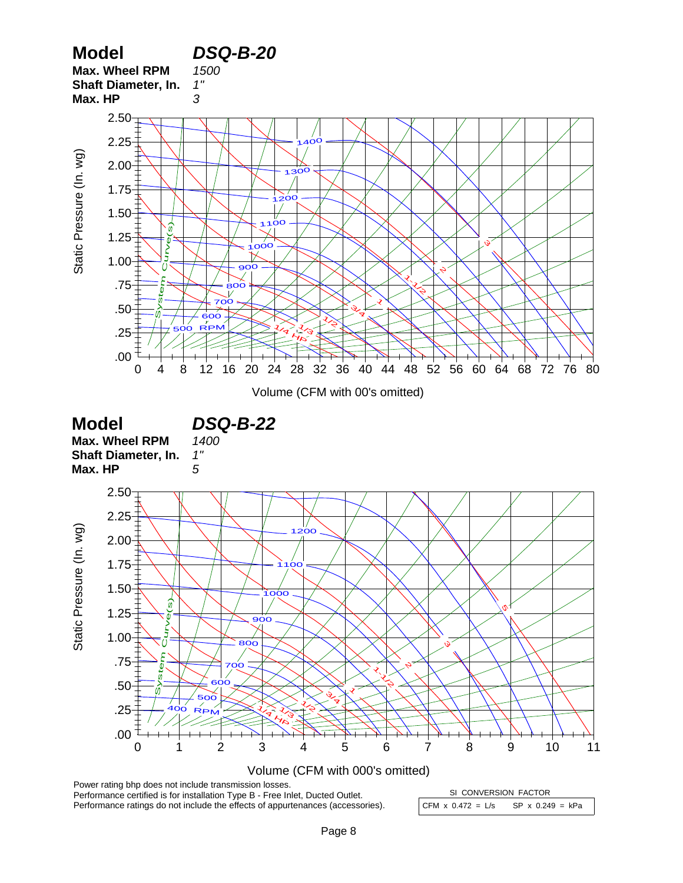## Model DSQ-B-20

**Max. Wheel RPM** *1500*
**Shaft Diameter, In.** *1"*
**Max. HP** *3*

Static Pressure (In. wg)

Volume (CFM with 00's omitted)

## Model DSQ-B-22

**Max. Wheel RPM** *1400*
**Shaft Diameter, In.** *1"*
**Max. HP** *5*

Static Pressure (In. wg)

Volume (CFM with 000's omitted)

Power rating bhp does not include transmission losses.
Performance certified is for installation Type B - Free Inlet, Ducted Outlet.
Performance ratings do not include the effects of appurtenances (accessories).

| SI CONVERSION FACTOR | |
|---|---|
| CFM x 0.472 = L/s | SP x 0.249 = kPa |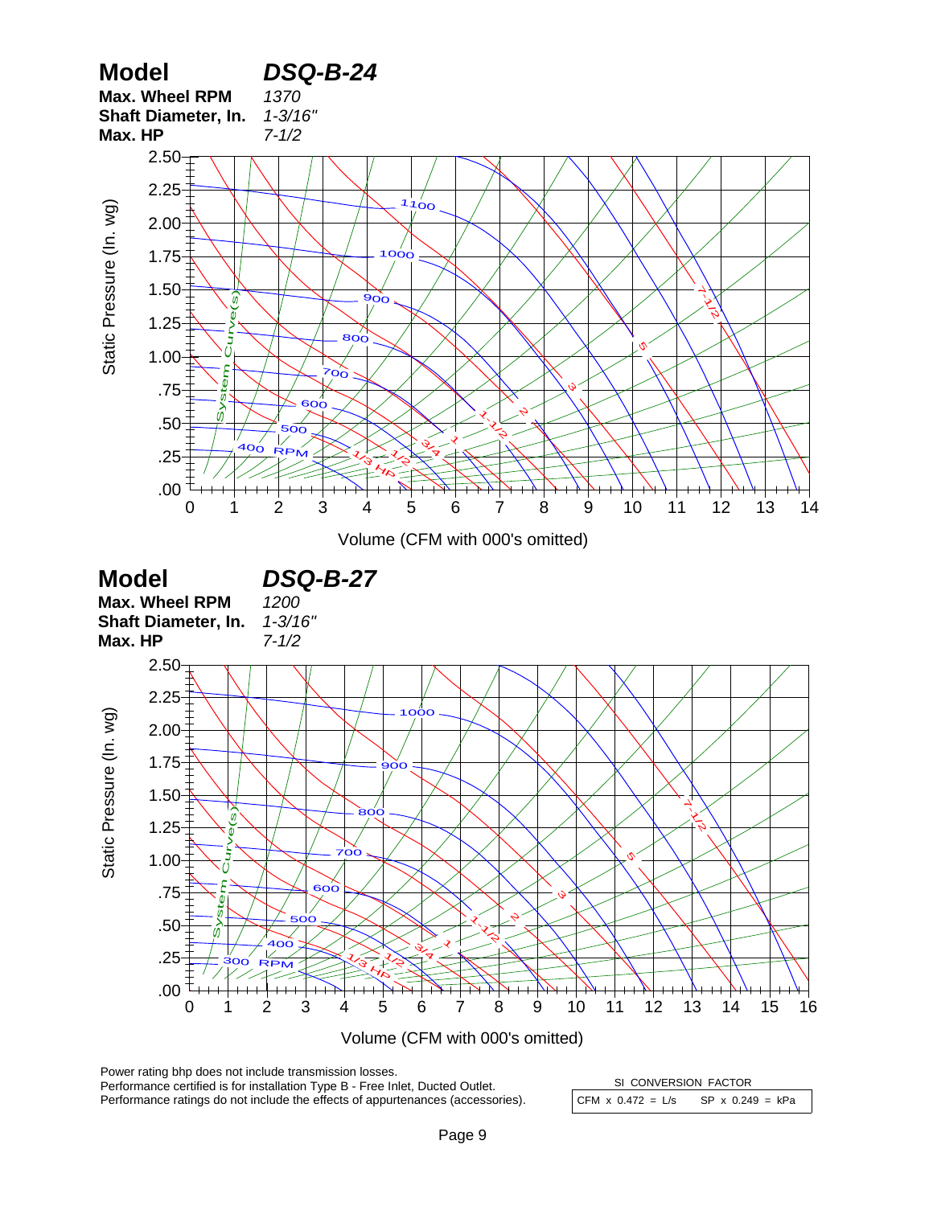## Model *DSQ-B-24*

**Max. Wheel RPM** *1370*
**Shaft Diameter, In.** *1-3/16"*
**Max. HP** *7-1/2*

Static Pressure (In. wg)

Volume (CFM with 000's omitted)

## Model *DSQ-B-27*

**Max. Wheel RPM** *1200*
**Shaft Diameter, In.** *1-3/16"*
**Max. HP** *7-1/2*

Static Pressure (In. wg)

Volume (CFM with 000's omitted)

Power rating bhp does not include transmission losses.
Performance certified is for installation Type B - Free Inlet, Ducted Outlet.
Performance ratings do not include the effects of appurtenances (accessories).

| SI CONVERSION FACTOR | |
|---|---|
| CFM x 0.472 = L/s | SP x 0.249 = kPa |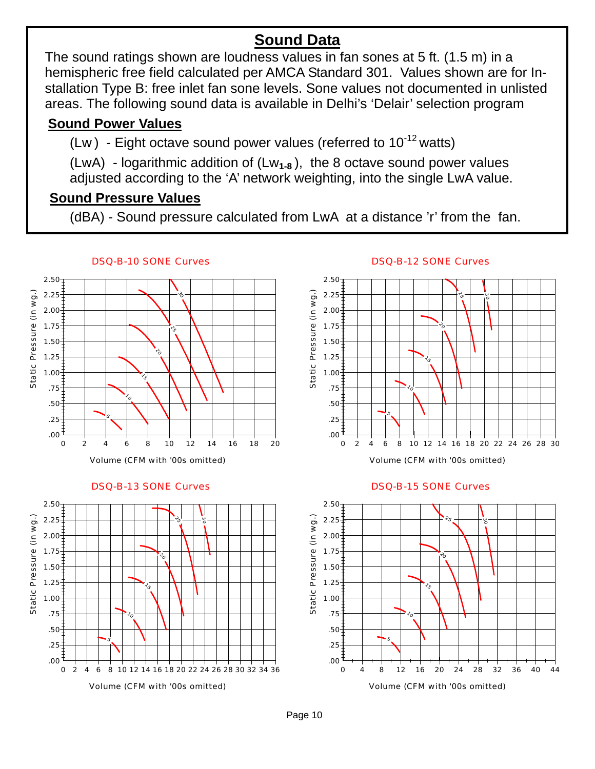# Sound Data

The sound ratings shown are loudness values in fan sones at 5 ft. (1.5 m) in a hemispheric free field calculated per AMCA Standard 301. Values shown are for Installation Type B: free inlet fan sone levels. Sone values not documented in unlisted areas. The following sound data is available in Delhi's 'Delair' selection program

## Sound Power Values

(Lw) - Eight octave sound power values (referred to $10^{-12}$ watts)

(LwA) - logarithmic addition of ($Lw_{1-8}$), the 8 octave sound power values adjusted according to the 'A' network weighting, into the single LwA value.

## Sound Pressure Values

(dBA) - Sound pressure calculated from LwA at a distance 'r' from the fan.

DSQ-B-10 SONE Curves

DSQ-B-12 SONE Curves

DSQ-B-13 SONE Curves

DSQ-B-15 SONE Curves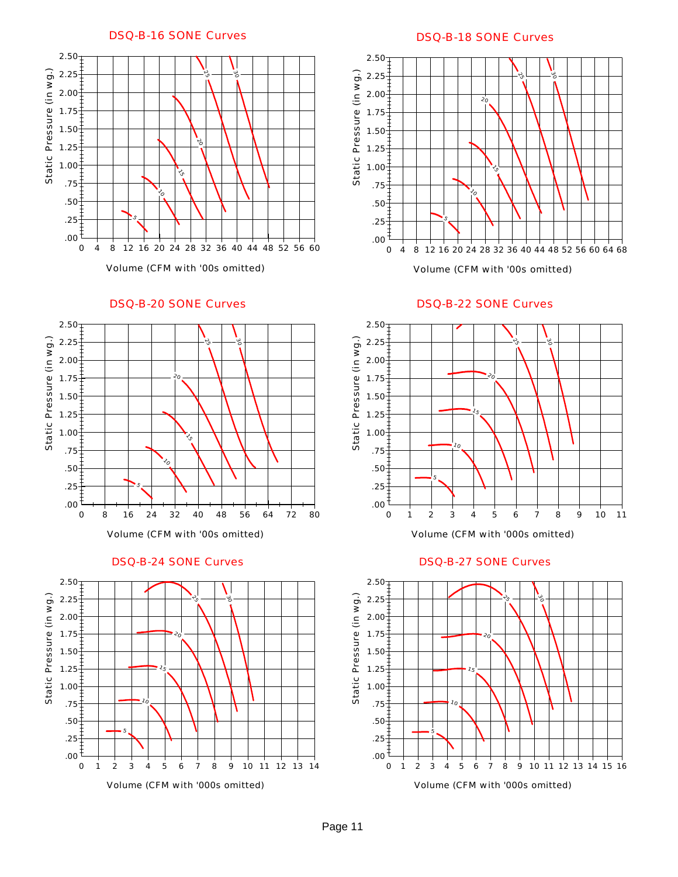## DSQ-B-16 SONE Curves

Static Pressure (in wg.)

Volume (CFM with '00s omitted)

## DSQ-B-18 SONE Curves

Static Pressure (in wg.)

Volume (CFM with '00s omitted)

## DSQ-B-20 SONE Curves

Static Pressure (in wg.)

Volume (CFM with '00s omitted)

## DSQ-B-22 SONE Curves

Static Pressure (in wg.)

Volume (CFM with '000s omitted)

## DSQ-B-24 SONE Curves

Static Pressure (in wg.)

Volume (CFM with '000s omitted)

## DSQ-B-27 SONE Curves

Static Pressure (in wg.)

Volume (CFM with '000s omitted)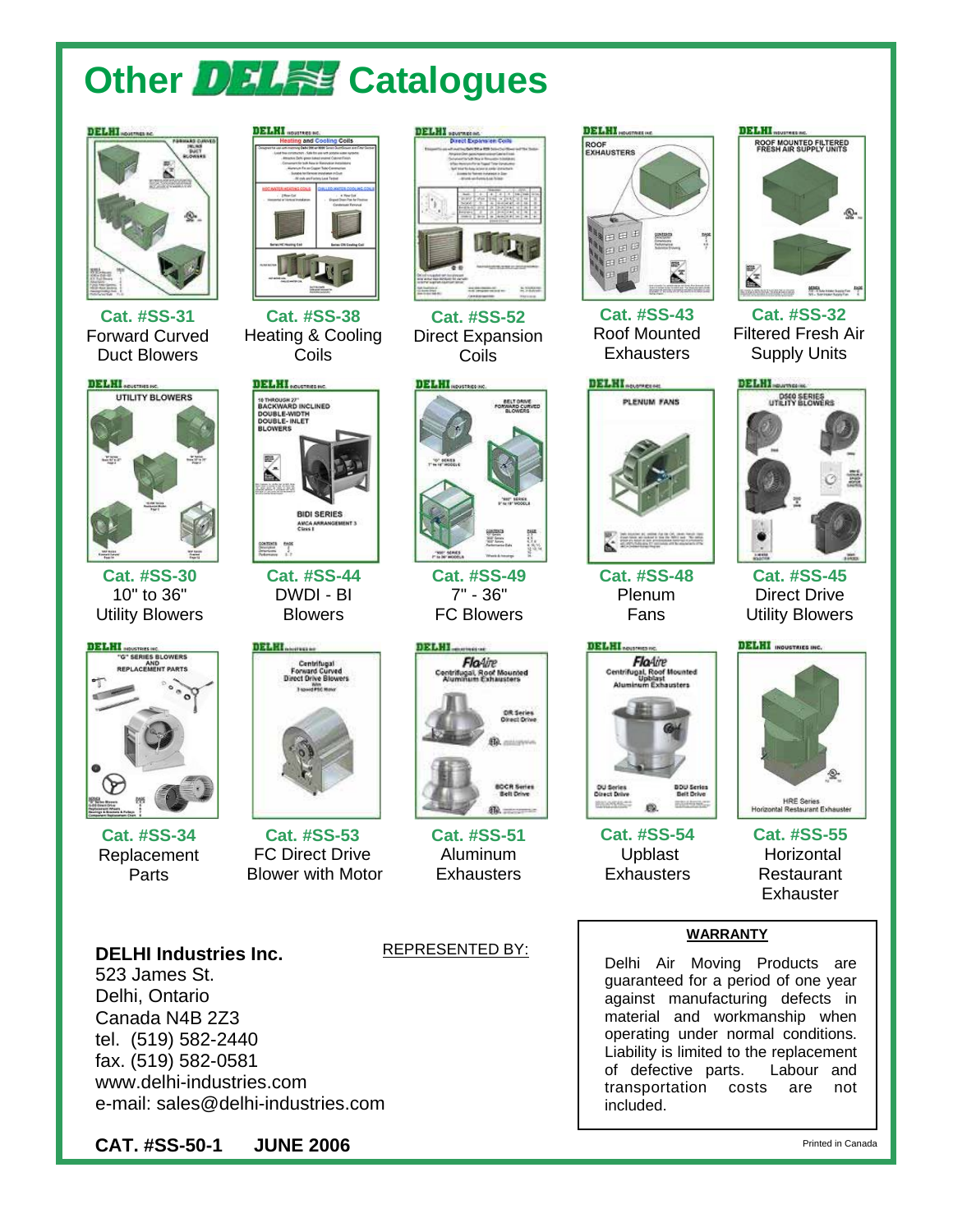# Other DELHI Catalogues

**Cat. #SS-31**
Forward Curved Duct Blowers

**Cat. #SS-38**
Heating & Cooling Coils

**Cat. #SS-52**
Direct Expansion Coils

**Cat. #SS-43**
Roof Mounted Exhausters

**Cat. #SS-32**
Filtered Fresh Air Supply Units

**Cat. #SS-30**
10" to 36" Utility Blowers

**Cat. #SS-44**
DWDI - BI Blowers

**Cat. #SS-49**
7" - 36" FC Blowers

**Cat. #SS-48**
Plenum Fans

**Cat. #SS-45**
Direct Drive Utility Blowers

**Cat. #SS-34**
Replacement Parts

**Cat. #SS-53**
FC Direct Drive Blower with Motor

**Cat. #SS-51**
Aluminum Exhausters

**Cat. #SS-54**
Upblast Exhausters

**Cat. #SS-55**
Horizontal Restaurant Exhauster

**DELHI Industries Inc.**
523 James St.
Delhi, Ontario
Canada N4B 2Z3
tel. (519) 582-2440
fax. (519) 582-0581
www.delhi-industries.com
e-mail: sales@delhi-industries.com

REPRESENTED BY:

**WARRANTY**

Delhi Air Moving Products are guaranteed for a period of one year against manufacturing defects in material and workmanship when operating under normal conditions. Liability is limited to the replacement of defective parts. Labour and transportation costs are not included.

**CAT. #SS-50-1 JUNE 2006**

Printed in Canada